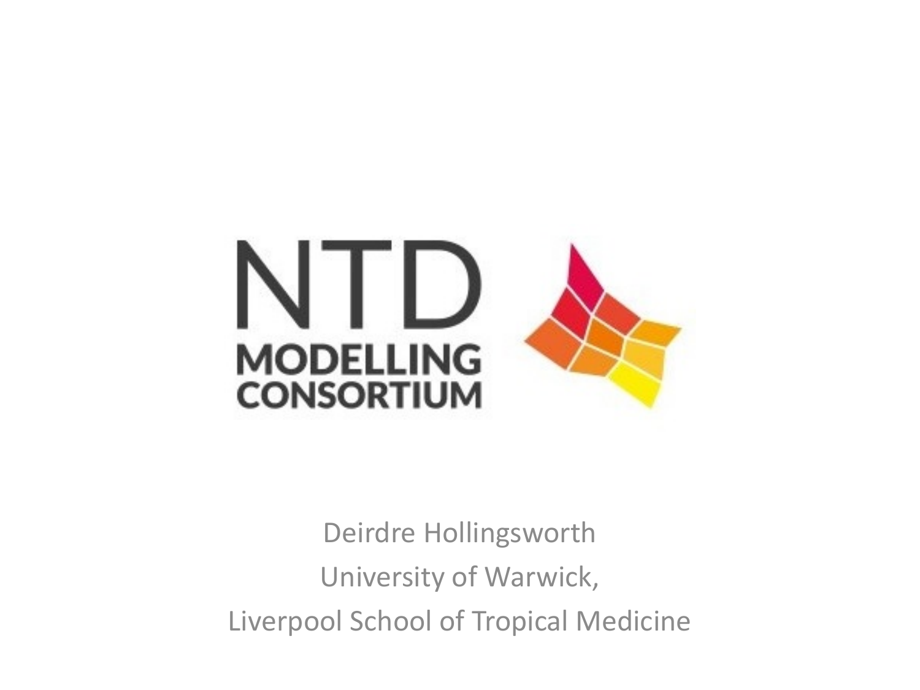# NTD MODELLING CONSORTIUM

Deirdre Hollingsworth

University of Warwick,

Liverpool School of Tropical Medicine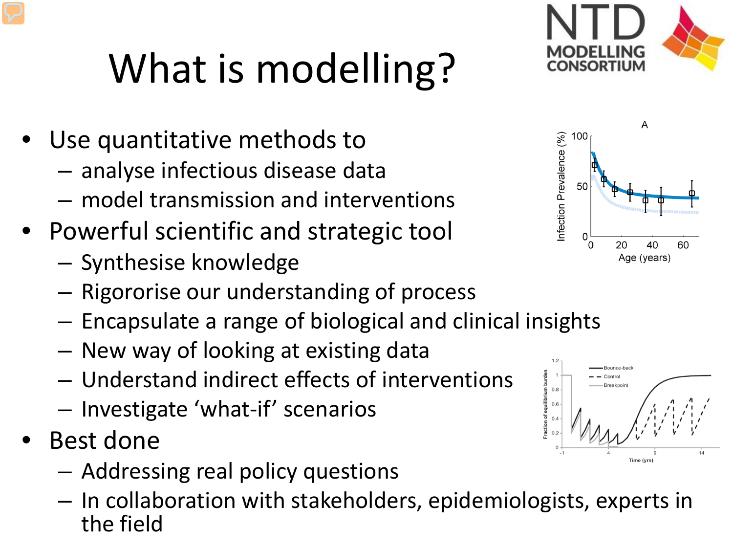# What is modelling?

- Use quantitative methods to
  - analyse infectious disease data
  - model transmission and interventions
- Powerful scientific and strategic tool
  - Synthesise knowledge
  - Rigororise our understanding of process
  - Encapsulate a range of biological and clinical insights
  - New way of looking at existing data
  - Understand indirect effects of interventions
  - Investigate ‘what-if’ scenarios
- Best done
  - Addressing real policy questions
  - In collaboration with stakeholders, epidemiologists, experts in the field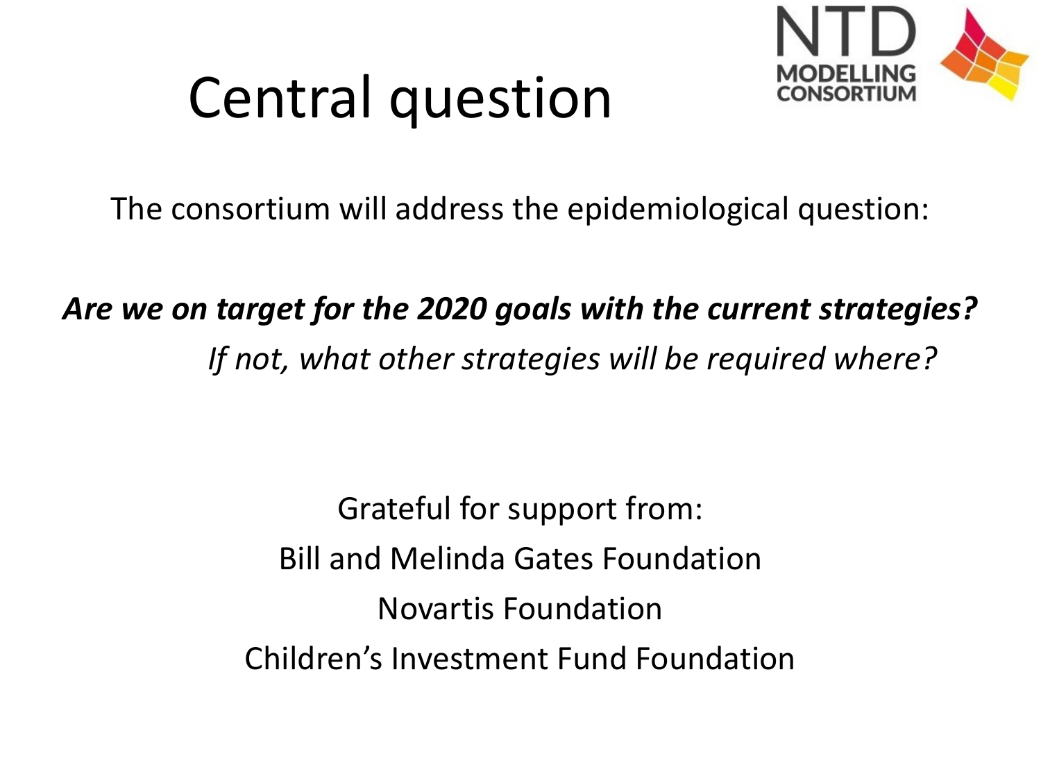# Central question

NTD MODELLING CONSORTIUM

The consortium will address the epidemiological question:

***Are we on target for the 2020 goals with the current strategies?***

*If not, what other strategies will be required where?*

Grateful for support from:

Bill and Melinda Gates Foundation

Novartis Foundation

Children's Investment Fund Foundation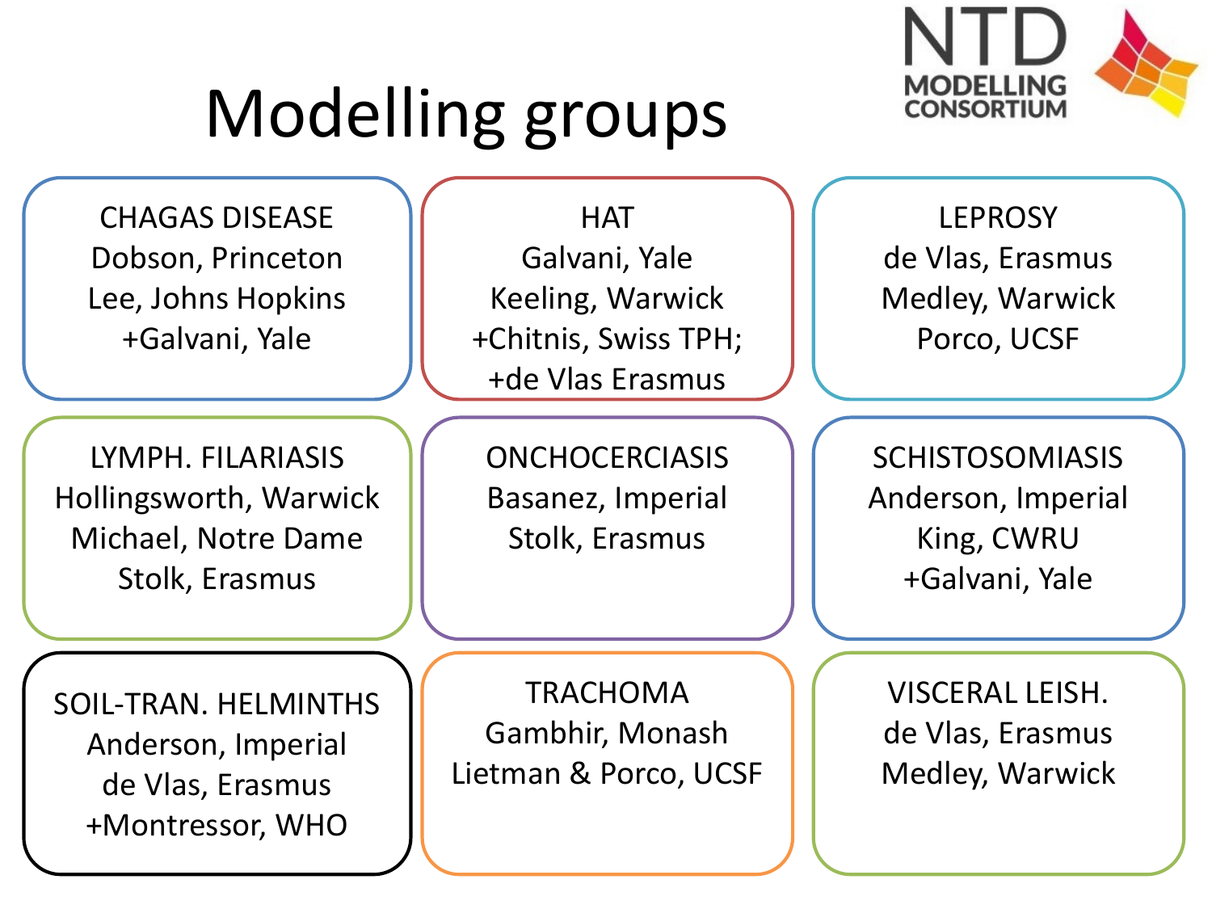# Modelling groups

NTD MODELLING CONSORTIUM

**CHAGAS DISEASE**
Dobson, Princeton
Lee, Johns Hopkins
+Galvani, Yale

**HAT**
Galvani, Yale
Keeling, Warwick
+Chitnis, Swiss TPH;
+de Vlas Erasmus

**LEPROSY**
de Vlas, Erasmus
Medley, Warwick
Porco, UCSF

**LYMPH. FILARIASIS**
Hollingsworth, Warwick
Michael, Notre Dame
Stolk, Erasmus

**ONCHOCERCIASIS**
Basanez, Imperial
Stolk, Erasmus

**SCHISTOSOMIASIS**
Anderson, Imperial
King, CWRU
+Galvani, Yale

**SOIL-TRAN. HELMINTHS**
Anderson, Imperial
de Vlas, Erasmus
+Montressor, WHO

**TRACHOMA**
Gambhir, Monash
Lietman & Porco, UCSF

**VISCERAL LEISH.**
de Vlas, Erasmus
Medley, Warwick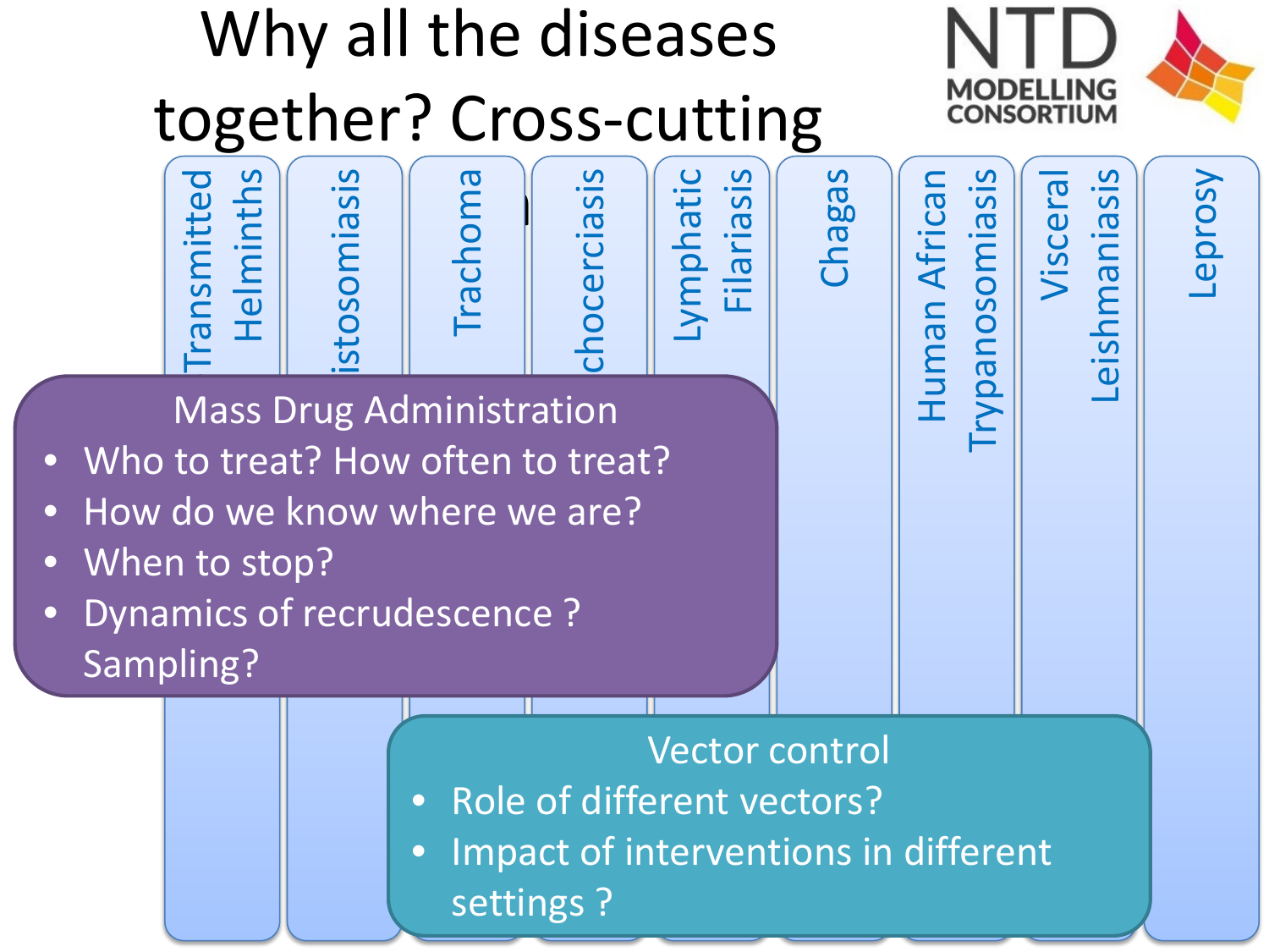# Why all the diseases together? Cross-cutting

NTD MODELLING CONSORTIUM

Transmitted Helminths | istosomiasis | Trachoma | chocerciasis | Lymphatic Filariasis | Chagas | Human African Trypanosomiasis | Visceral Leishmaniasis | Leprosy

## Mass Drug Administration

- Who to treat? How often to treat?
- How do we know where we are?
- When to stop?
- Dynamics of recrudescence ? Sampling?

## Vector control

- Role of different vectors?
- Impact of interventions in different settings ?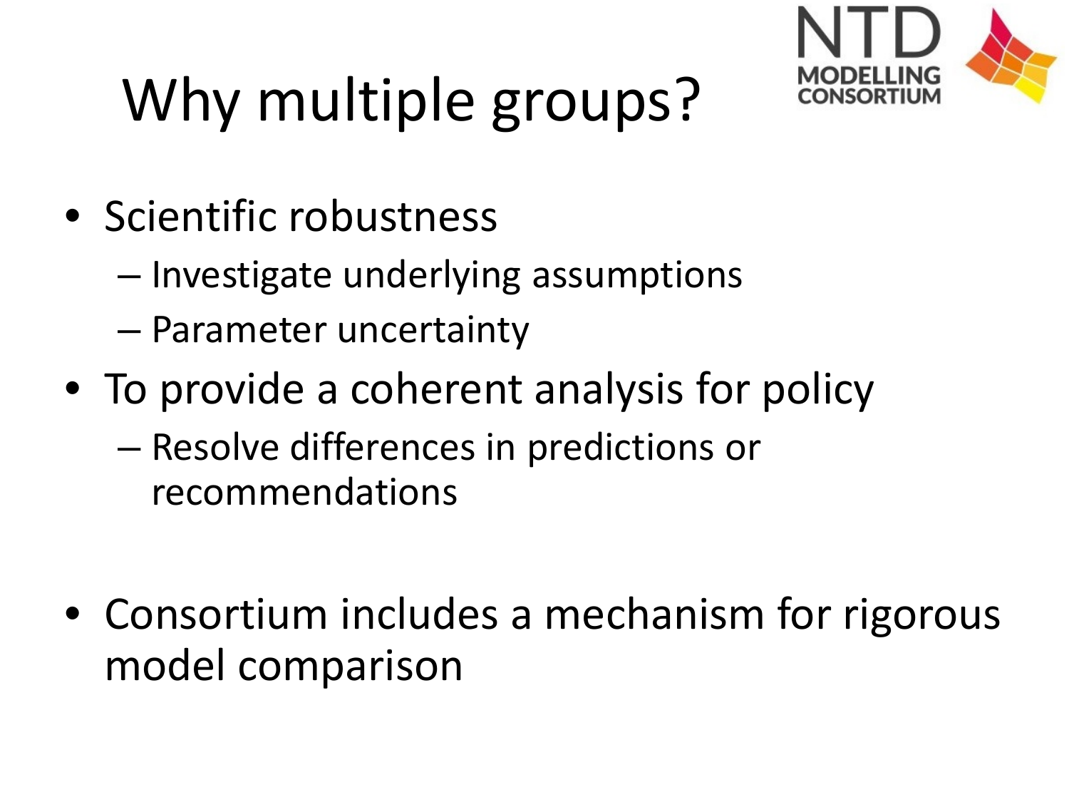# Why multiple groups?

- Scientific robustness
  - Investigate underlying assumptions
  - Parameter uncertainty
- To provide a coherent analysis for policy
  - Resolve differences in predictions or recommendations
- Consortium includes a mechanism for rigorous model comparison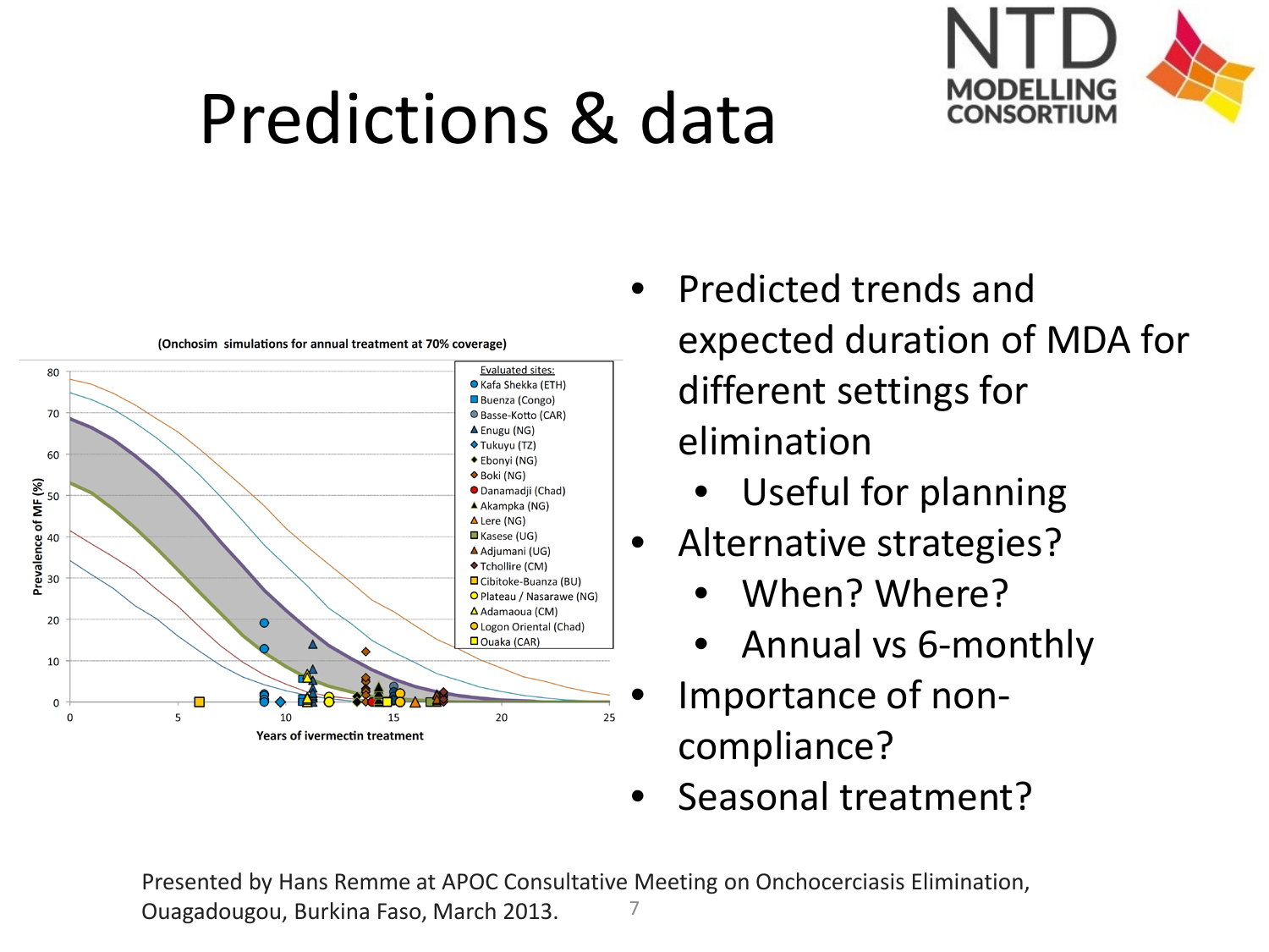# Predictions & data

NTD MODELLING CONSORTIUM

(Onchosim simulations for annual treatment at 70% coverage)

Evaluated sites:

- Kafa Shekka (ETH)
- Buenza (Congo)
- Basse-Kotto (CAR)
- Enugu (NG)
- Tukuyu (TZ)
- Ebonyi (NG)
- Boki (NG)
- Danamadji (Chad)
- Akampka (NG)
- Lere (NG)
- Kasese (UG)
- Adjumani (UG)
- Tchollire (CM)
- Cibitoke-Buanza (BU)
- Plateau / Nasarawe (NG)
- Adamaoua (CM)
- Logon Oriental (Chad)
- Ouaka (CAR)

Prevalence of MF (%)

Years of ivermectin treatment

- Predicted trends and expected duration of MDA for different settings for elimination
  - Useful for planning
- Alternative strategies?
  - When? Where?
  - Annual vs 6-monthly
- Importance of non-compliance?
- Seasonal treatment?

Presented by Hans Remme at APOC Consultative Meeting on Onchocerciasis Elimination, Ouagadougou, Burkina Faso, March 2013.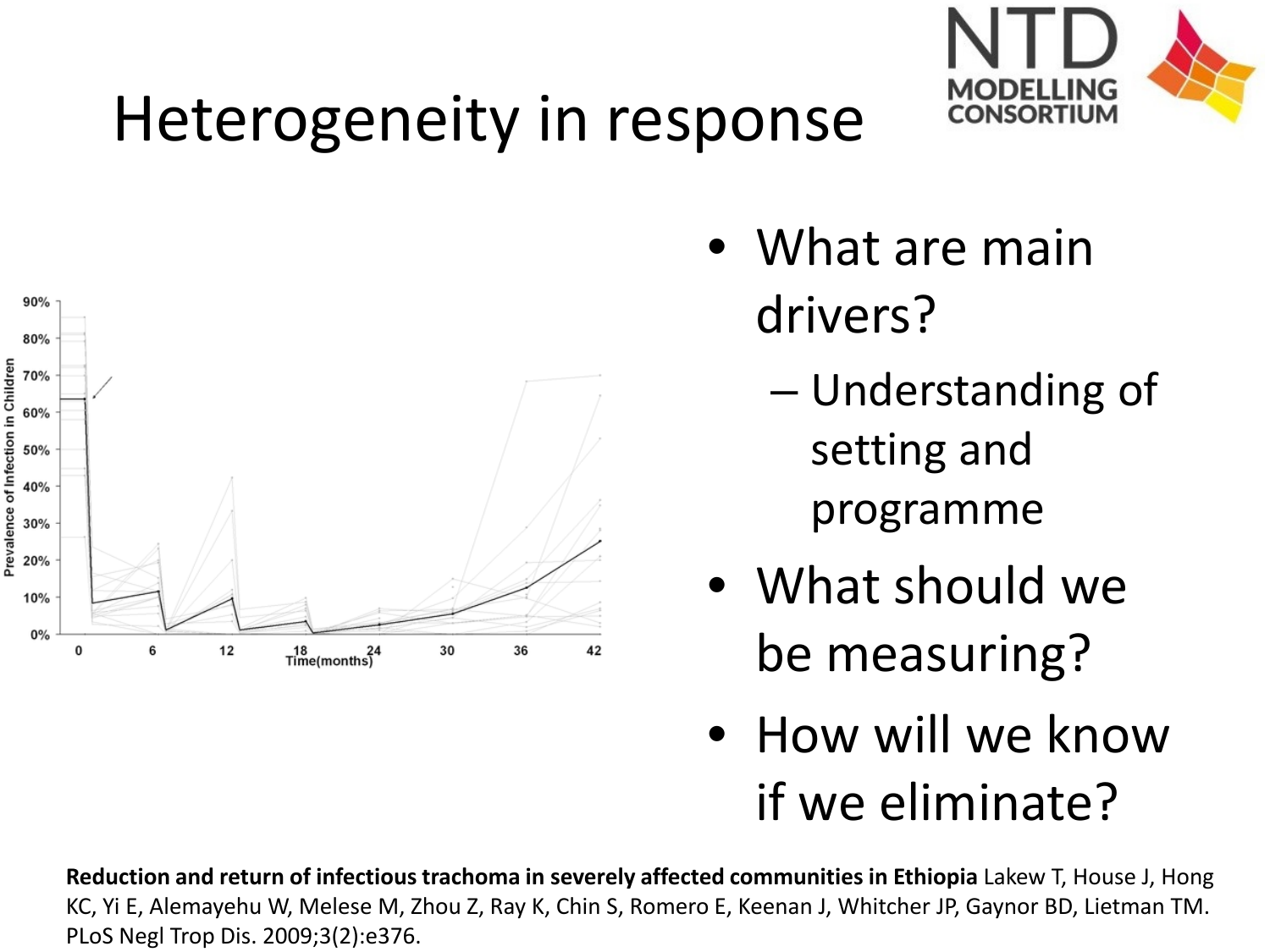# Heterogeneity in response

- What are main drivers?
  - Understanding of setting and programme
- What should we be measuring?
- How will we know if we eliminate?

**Reduction and return of infectious trachoma in severely affected communities in Ethiopia** Lakew T, House J, Hong KC, Yi E, Alemayehu W, Melese M, Zhou Z, Ray K, Chin S, Romero E, Keenan J, Whitcher JP, Gaynor BD, Lietman TM. PLoS Negl Trop Dis. 2009;3(2):e376.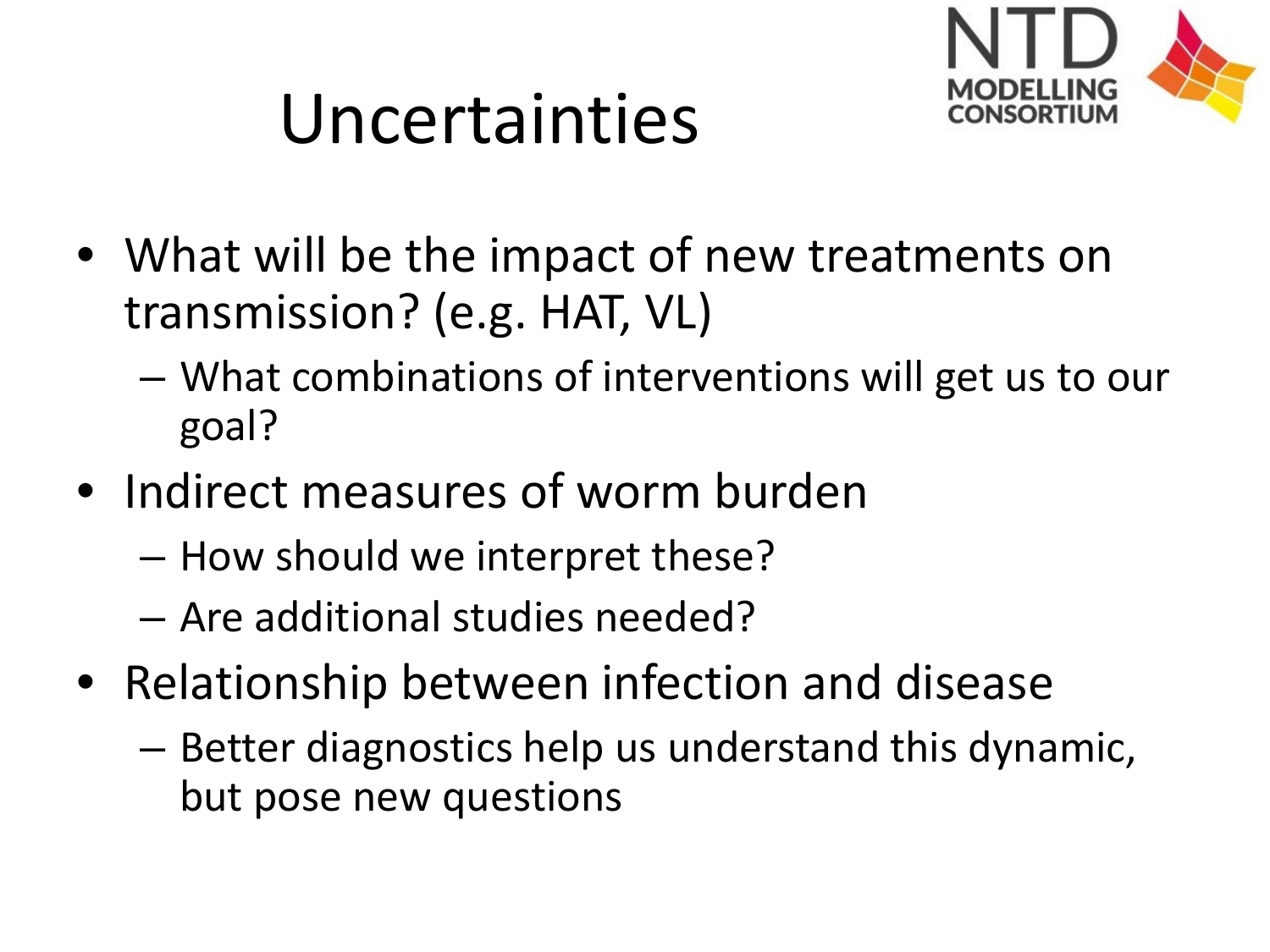# Uncertainties

- What will be the impact of new treatments on transmission? (e.g. HAT, VL)
  - What combinations of interventions will get us to our goal?
- Indirect measures of worm burden
  - How should we interpret these?
  - Are additional studies needed?
- Relationship between infection and disease
  - Better diagnostics help us understand this dynamic, but pose new questions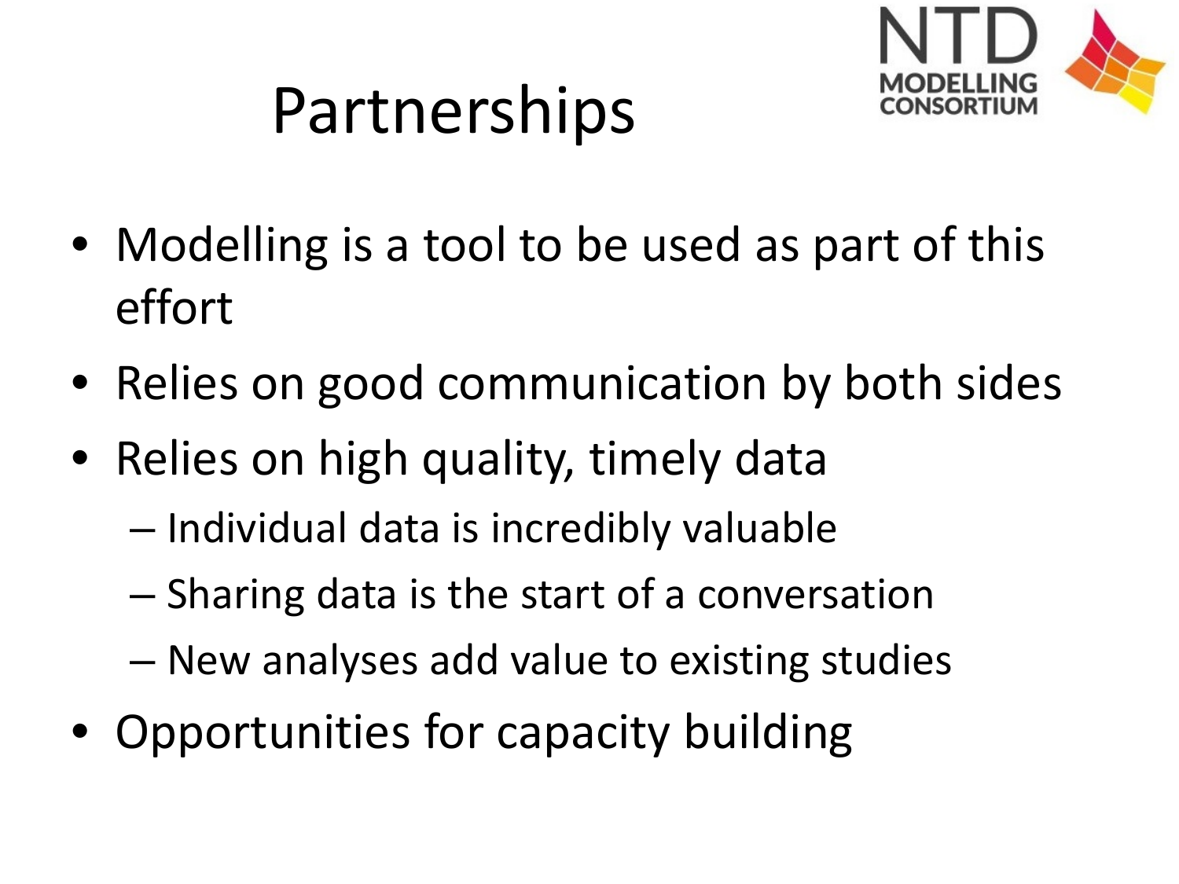# Partnerships

- Modelling is a tool to be used as part of this effort
- Relies on good communication by both sides
- Relies on high quality, timely data
  - Individual data is incredibly valuable
  - Sharing data is the start of a conversation
  - New analyses add value to existing studies
- Opportunities for capacity building